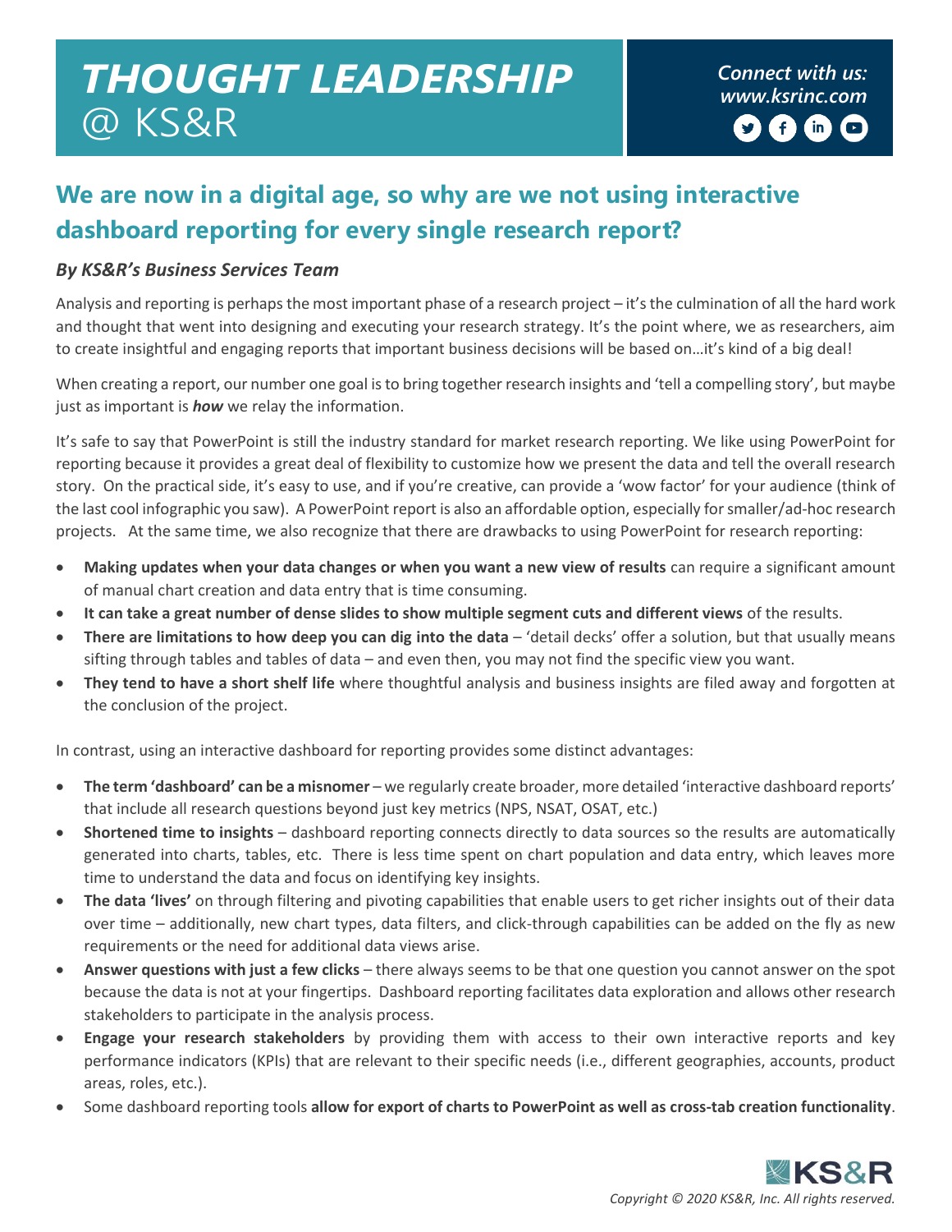# THOUGHT LEADERSHIP @ KS&R

*Connect with us: www.ksrinc.com*

## We are now in a digital age, so why are we not using interactive dashboard reporting for every single research report?

***By KS&R's Business Services Team***

Analysis and reporting is perhaps the most important phase of a research project – it's the culmination of all the hard work and thought that went into designing and executing your research strategy. It's the point where, we as researchers, aim to create insightful and engaging reports that important business decisions will be based on…it's kind of a big deal!

When creating a report, our number one goal is to bring together research insights and 'tell a compelling story', but maybe just as important is ***how*** we relay the information.

It's safe to say that PowerPoint is still the industry standard for market research reporting. We like using PowerPoint for reporting because it provides a great deal of flexibility to customize how we present the data and tell the overall research story. On the practical side, it's easy to use, and if you're creative, can provide a 'wow factor' for your audience (think of the last cool infographic you saw). A PowerPoint report is also an affordable option, especially for smaller/ad-hoc research projects. At the same time, we also recognize that there are drawbacks to using PowerPoint for research reporting:

- **Making updates when your data changes or when you want a new view of results** can require a significant amount of manual chart creation and data entry that is time consuming.
- **It can take a great number of dense slides to show multiple segment cuts and different views** of the results.
- **There are limitations to how deep you can dig into the data** – 'detail decks' offer a solution, but that usually means sifting through tables and tables of data – and even then, you may not find the specific view you want.
- **They tend to have a short shelf life** where thoughtful analysis and business insights are filed away and forgotten at the conclusion of the project.

In contrast, using an interactive dashboard for reporting provides some distinct advantages:

- **The term 'dashboard' can be a misnomer** – we regularly create broader, more detailed 'interactive dashboard reports' that include all research questions beyond just key metrics (NPS, NSAT, OSAT, etc.)
- **Shortened time to insights** – dashboard reporting connects directly to data sources so the results are automatically generated into charts, tables, etc. There is less time spent on chart population and data entry, which leaves more time to understand the data and focus on identifying key insights.
- **The data 'lives'** on through filtering and pivoting capabilities that enable users to get richer insights out of their data over time – additionally, new chart types, data filters, and click-through capabilities can be added on the fly as new requirements or the need for additional data views arise.
- **Answer questions with just a few clicks** – there always seems to be that one question you cannot answer on the spot because the data is not at your fingertips. Dashboard reporting facilitates data exploration and allows other research stakeholders to participate in the analysis process.
- **Engage your research stakeholders** by providing them with access to their own interactive reports and key performance indicators (KPIs) that are relevant to their specific needs (i.e., different geographies, accounts, product areas, roles, etc.).
- Some dashboard reporting tools **allow for export of charts to PowerPoint as well as cross-tab creation functionality**.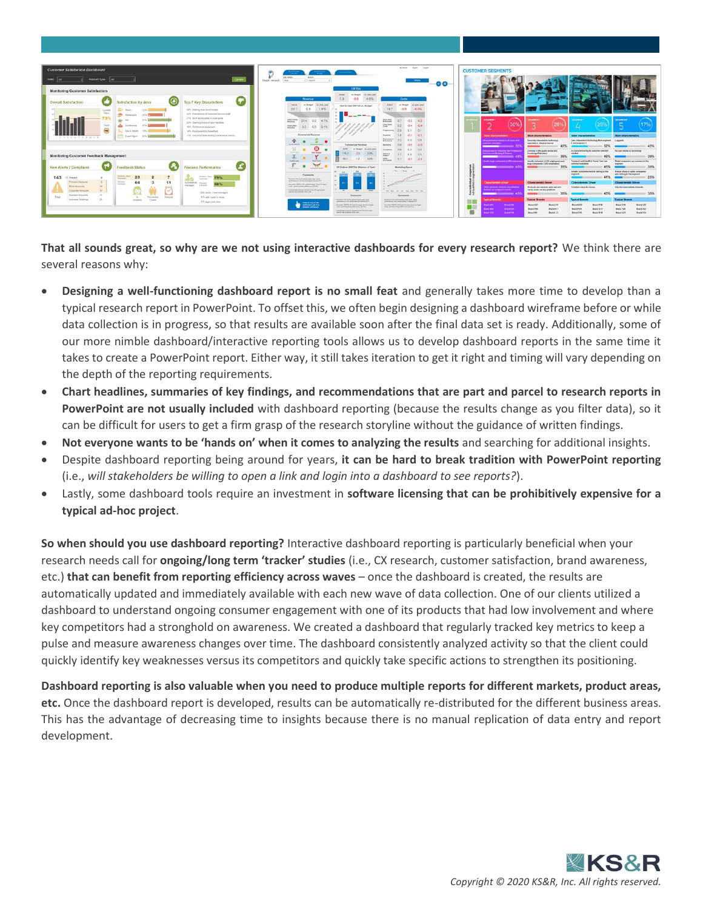**That all sounds great, so why are we not using interactive dashboards for every research report?** We think there are several reasons why:

- **Designing a well-functioning dashboard report is no small feat** and generally takes more time to develop than a typical research report in PowerPoint. To offset this, we often begin designing a dashboard wireframe before or while data collection is in progress, so that results are available soon after the final data set is ready. Additionally, some of our more nimble dashboard/interactive reporting tools allows us to develop dashboard reports in the same time it takes to create a PowerPoint report. Either way, it still takes iteration to get it right and timing will vary depending on the depth of the reporting requirements.
- **Chart headlines, summaries of key findings, and recommendations that are part and parcel to research reports in PowerPoint are not usually included** with dashboard reporting (because the results change as you filter data), so it can be difficult for users to get a firm grasp of the research storyline without the guidance of written findings.
- **Not everyone wants to be 'hands on' when it comes to analyzing the results** and searching for additional insights.
- Despite dashboard reporting being around for years, **it can be hard to break tradition with PowerPoint reporting** (i.e., *will stakeholders be willing to open a link and login into a dashboard to see reports?*).
- Lastly, some dashboard tools require an investment in **software licensing that can be prohibitively expensive for a typical ad-hoc project**.

**So when should you use dashboard reporting?** Interactive dashboard reporting is particularly beneficial when your research needs call for **ongoing/long term 'tracker' studies** (i.e., CX research, customer satisfaction, brand awareness, etc.) **that can benefit from reporting efficiency across waves** – once the dashboard is created, the results are automatically updated and immediately available with each new wave of data collection. One of our clients utilized a dashboard to understand ongoing consumer engagement with one of its products that had low involvement and where key competitors had a stronghold on awareness. We created a dashboard that regularly tracked key metrics to keep a pulse and measure awareness changes over time. The dashboard consistently analyzed activity so that the client could quickly identify key weaknesses versus its competitors and quickly take specific actions to strengthen its positioning.

**Dashboard reporting is also valuable when you need to produce multiple reports for different markets, product areas, etc.** Once the dashboard report is developed, results can be automatically re-distributed for the different business areas. This has the advantage of decreasing time to insights because there is no manual replication of data entry and report development.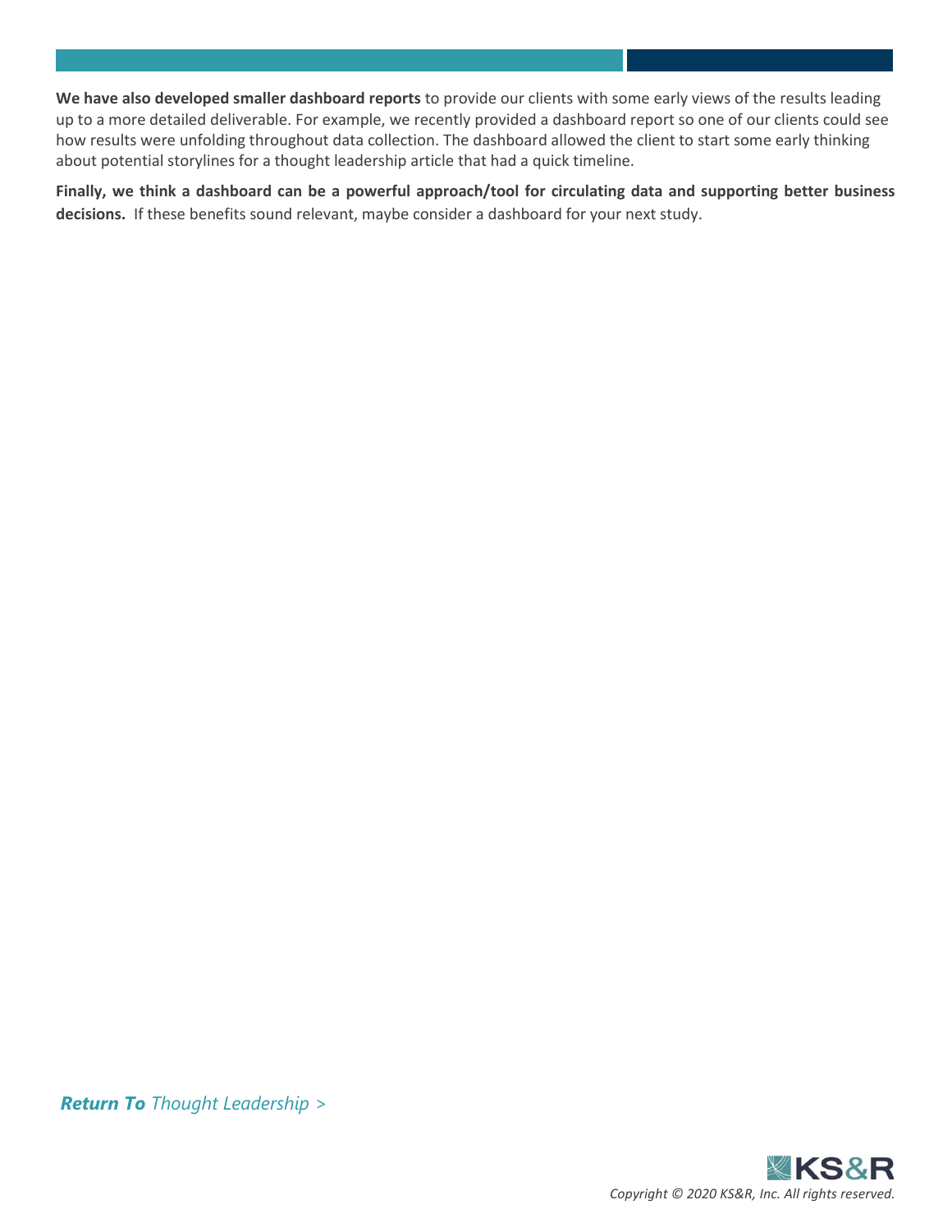**We have also developed smaller dashboard reports** to provide our clients with some early views of the results leading up to a more detailed deliverable. For example, we recently provided a dashboard report so one of our clients could see how results were unfolding throughout data collection. The dashboard allowed the client to start some early thinking about potential storylines for a thought leadership article that had a quick timeline.

**Finally, we think a dashboard can be a powerful approach/tool for circulating data and supporting better business decisions.** If these benefits sound relevant, maybe consider a dashboard for your next study.

***Return To*** *Thought Leadership >*

KS&R

*Copyright © 2020 KS&R, Inc. All rights reserved.*